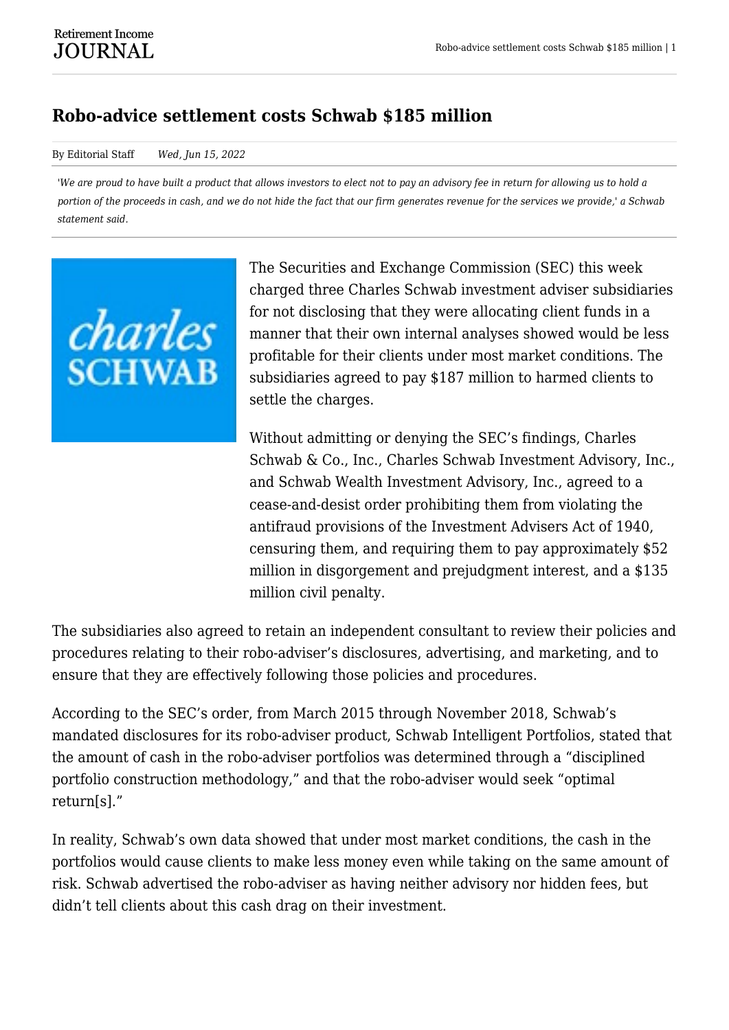# Robo-advice settlement costs Schwab $185 million

By Editorial Staff *Wed, Jun 15, 2022*

*'We are proud to have built a product that allows investors to elect not to pay an advisory fee in return for allowing us to hold a portion of the proceeds in cash, and we do not hide the fact that our firm generates revenue for the services we provide,' a Schwab statement said.*

The Securities and Exchange Commission (SEC) this week charged three Charles Schwab investment adviser subsidiaries for not disclosing that they were allocating client funds in a manner that their own internal analyses showed would be less profitable for their clients under most market conditions. The subsidiaries agreed to pay $187 million to harmed clients to settle the charges.

Without admitting or denying the SEC's findings, Charles Schwab & Co., Inc., Charles Schwab Investment Advisory, Inc., and Schwab Wealth Investment Advisory, Inc., agreed to a cease-and-desist order prohibiting them from violating the antifraud provisions of the Investment Advisers Act of 1940, censuring them, and requiring them to pay approximately $52 million in disgorgement and prejudgment interest, and a $135 million civil penalty.

The subsidiaries also agreed to retain an independent consultant to review their policies and procedures relating to their robo-adviser's disclosures, advertising, and marketing, and to ensure that they are effectively following those policies and procedures.

According to the SEC's order, from March 2015 through November 2018, Schwab's mandated disclosures for its robo-adviser product, Schwab Intelligent Portfolios, stated that the amount of cash in the robo-adviser portfolios was determined through a "disciplined portfolio construction methodology," and that the robo-adviser would seek "optimal return[s]."

In reality, Schwab's own data showed that under most market conditions, the cash in the portfolios would cause clients to make less money even while taking on the same amount of risk. Schwab advertised the robo-adviser as having neither advisory nor hidden fees, but didn't tell clients about this cash drag on their investment.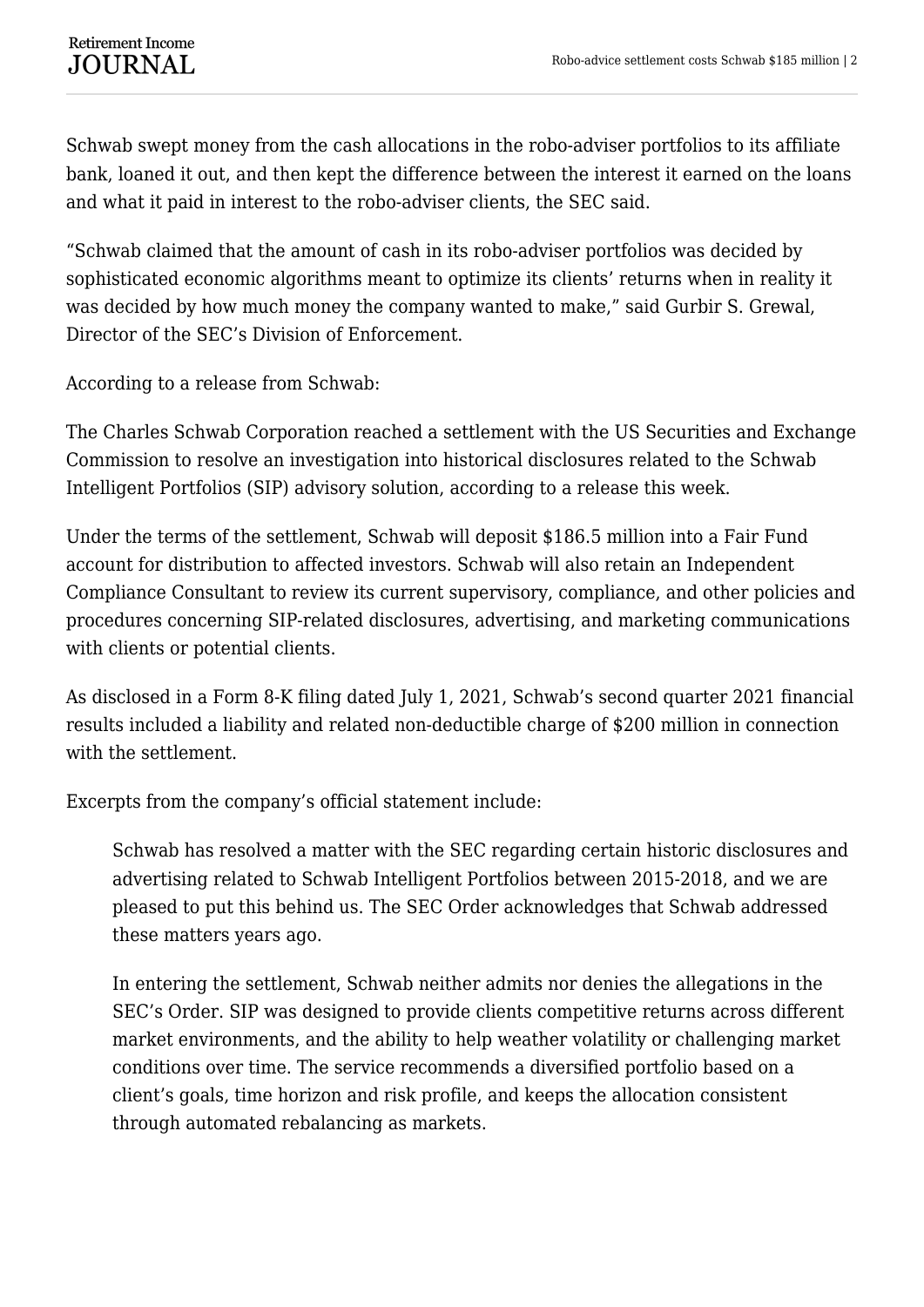Schwab swept money from the cash allocations in the robo-adviser portfolios to its affiliate bank, loaned it out, and then kept the difference between the interest it earned on the loans and what it paid in interest to the robo-adviser clients, the SEC said.

"Schwab claimed that the amount of cash in its robo-adviser portfolios was decided by sophisticated economic algorithms meant to optimize its clients' returns when in reality it was decided by how much money the company wanted to make," said Gurbir S. Grewal, Director of the SEC's Division of Enforcement.

According to a release from Schwab:

The Charles Schwab Corporation reached a settlement with the US Securities and Exchange Commission to resolve an investigation into historical disclosures related to the Schwab Intelligent Portfolios (SIP) advisory solution, according to a release this week.

Under the terms of the settlement, Schwab will deposit $186.5 million into a Fair Fund account for distribution to affected investors. Schwab will also retain an Independent Compliance Consultant to review its current supervisory, compliance, and other policies and procedures concerning SIP-related disclosures, advertising, and marketing communications with clients or potential clients.

As disclosed in a Form 8-K filing dated July 1, 2021, Schwab's second quarter 2021 financial results included a liability and related non-deductible charge of $200 million in connection with the settlement.

Excerpts from the company's official statement include:

> Schwab has resolved a matter with the SEC regarding certain historic disclosures and advertising related to Schwab Intelligent Portfolios between 2015-2018, and we are pleased to put this behind us. The SEC Order acknowledges that Schwab addressed these matters years ago.
>
> In entering the settlement, Schwab neither admits nor denies the allegations in the SEC's Order. SIP was designed to provide clients competitive returns across different market environments, and the ability to help weather volatility or challenging market conditions over time. The service recommends a diversified portfolio based on a client's goals, time horizon and risk profile, and keeps the allocation consistent through automated rebalancing as markets.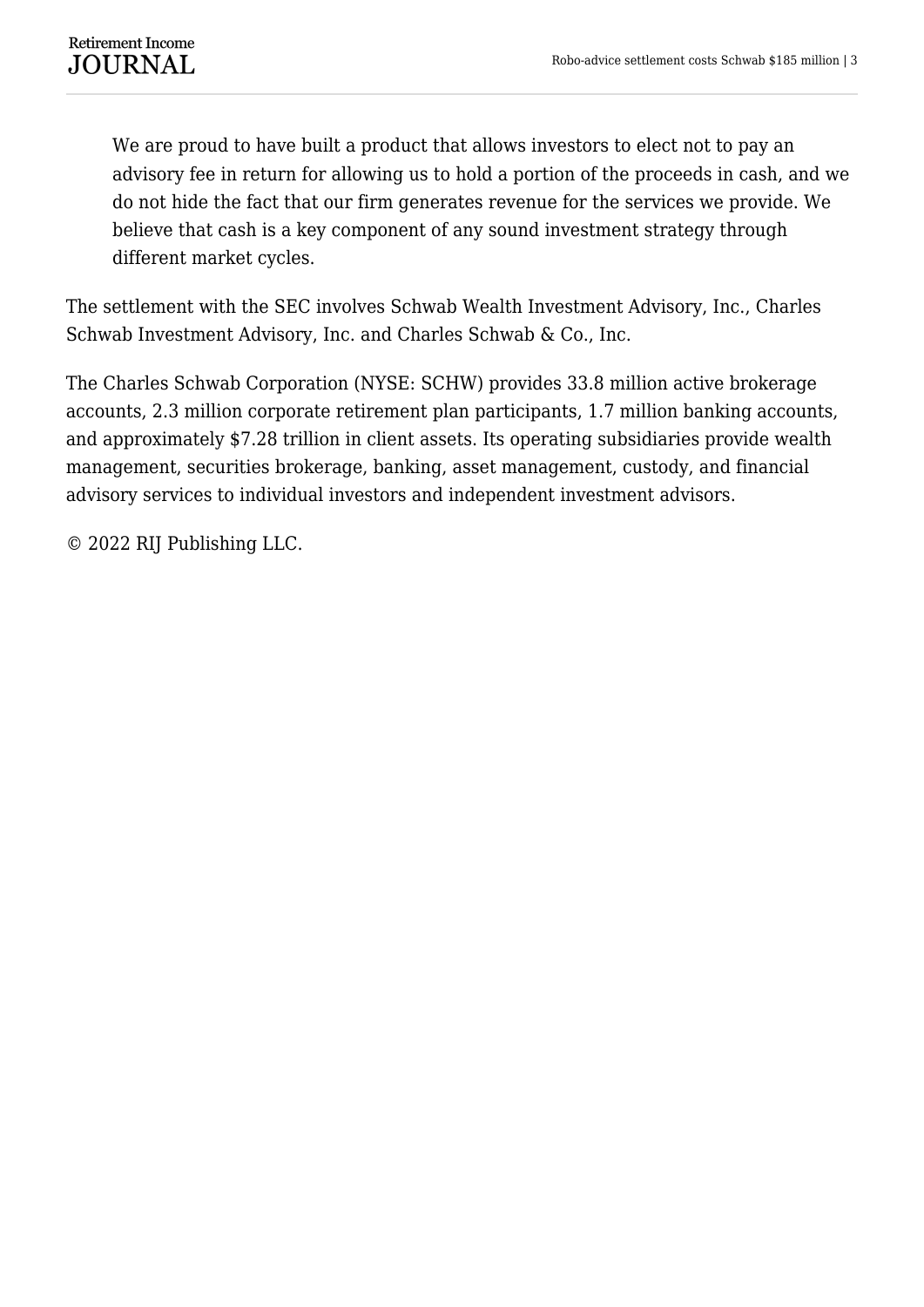> We are proud to have built a product that allows investors to elect not to pay an advisory fee in return for allowing us to hold a portion of the proceeds in cash, and we do not hide the fact that our firm generates revenue for the services we provide. We believe that cash is a key component of any sound investment strategy through different market cycles.

The settlement with the SEC involves Schwab Wealth Investment Advisory, Inc., Charles Schwab Investment Advisory, Inc. and Charles Schwab & Co., Inc.

The Charles Schwab Corporation (NYSE: SCHW) provides 33.8 million active brokerage accounts, 2.3 million corporate retirement plan participants, 1.7 million banking accounts, and approximately $7.28 trillion in client assets. Its operating subsidiaries provide wealth management, securities brokerage, banking, asset management, custody, and financial advisory services to individual investors and independent investment advisors.

© 2022 RIJ Publishing LLC.